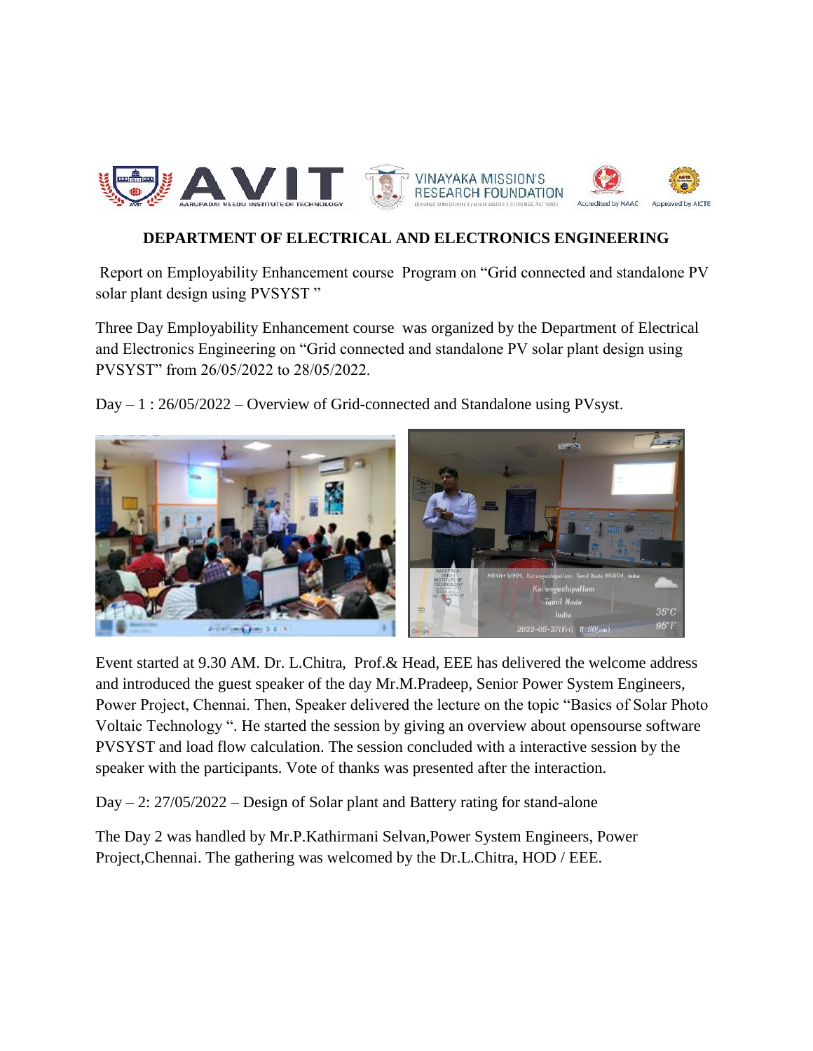# DEPARTMENT OF ELECTRICAL AND ELECTRONICS ENGINEERING

Report on Employability Enhancement course Program on "Grid connected and standalone PV solar plant design using PVSYST "

Three Day Employability Enhancement course was organized by the Department of Electrical and Electronics Engineering on "Grid connected and standalone PV solar plant design using PVSYST" from 26/05/2022 to 28/05/2022.

Day – 1 : 26/05/2022 – Overview of Grid-connected and Standalone using PVsyst.

Event started at 9.30 AM. Dr. L.Chitra, Prof.& Head, EEE has delivered the welcome address and introduced the guest speaker of the day Mr.M.Pradeep, Senior Power System Engineers, Power Project, Chennai. Then, Speaker delivered the lecture on the topic "Basics of Solar Photo Voltaic Technology ". He started the session by giving an overview about opensourse software PVSYST and load flow calculation. The session concluded with a interactive session by the speaker with the participants. Vote of thanks was presented after the interaction.

Day – 2: 27/05/2022 – Design of Solar plant and Battery rating for stand-alone

The Day 2 was handled by Mr.P.Kathirmani Selvan,Power System Engineers, Power Project,Chennai. The gathering was welcomed by the Dr.L.Chitra, HOD / EEE.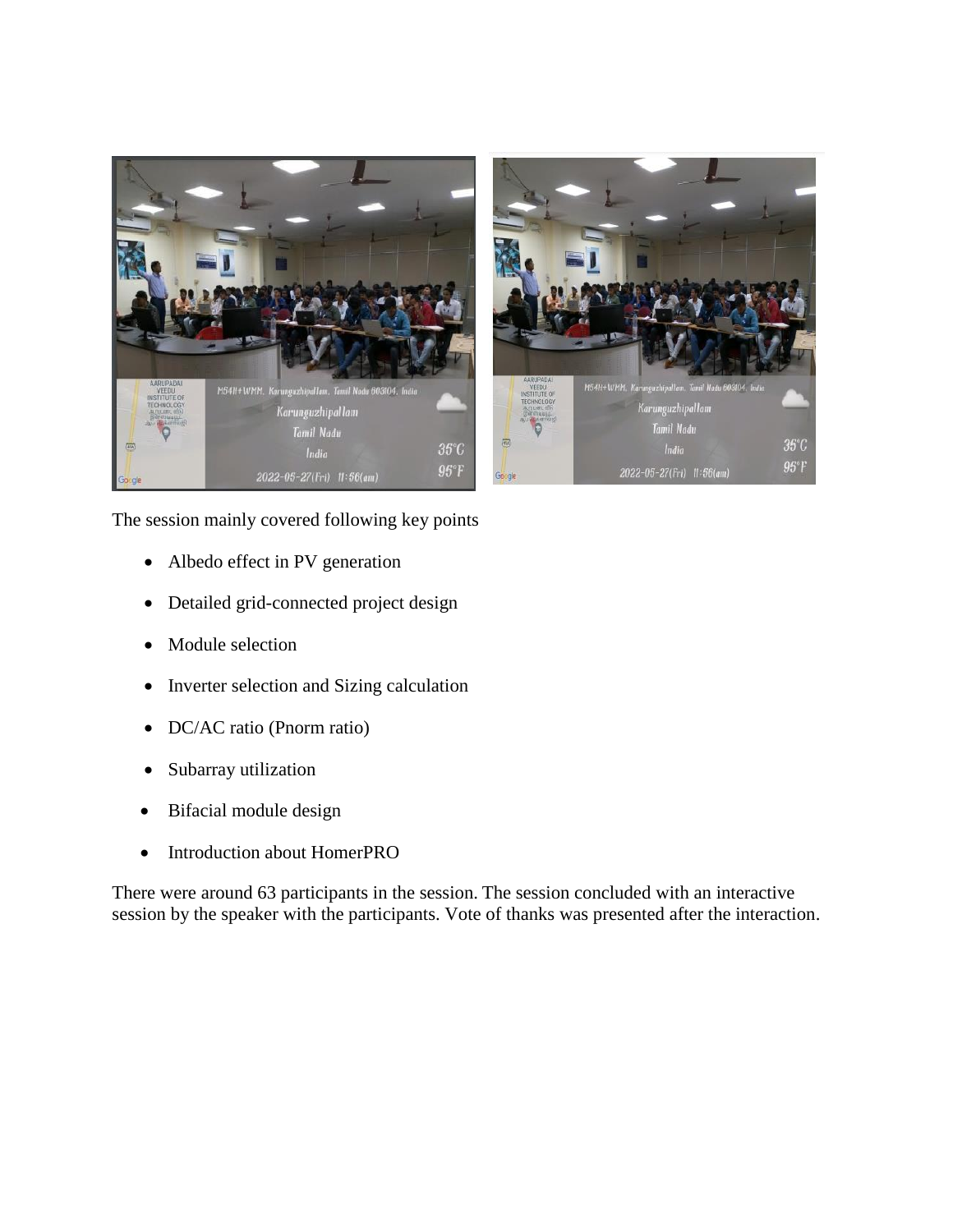The session mainly covered following key points

- Albedo effect in PV generation
- Detailed grid-connected project design
- Module selection
- Inverter selection and Sizing calculation
- DC/AC ratio (Pnorm ratio)
- Subarray utilization
- Bifacial module design
- Introduction about HomerPRO

There were around 63 participants in the session. The session concluded with an interactive session by the speaker with the participants. Vote of thanks was presented after the interaction.